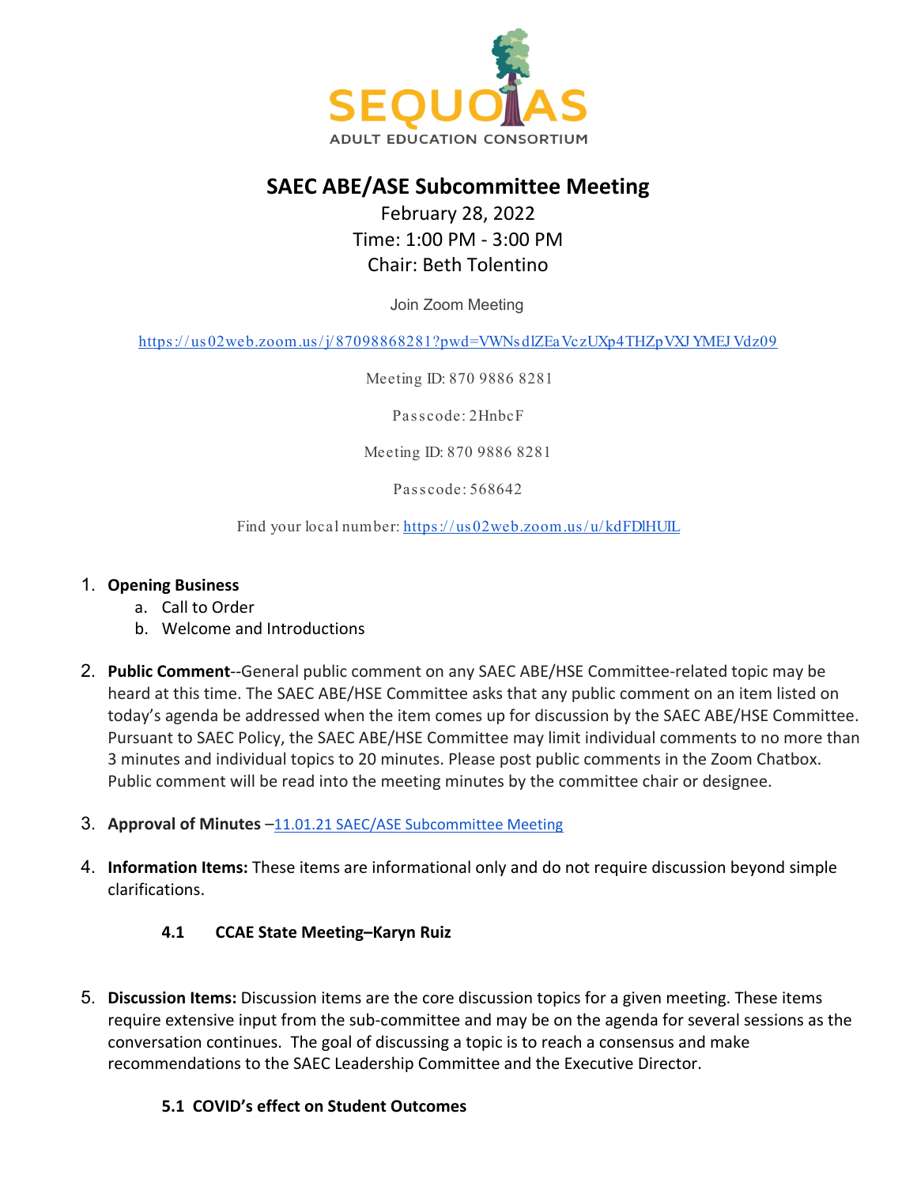SEQUOIAS

ADULT EDUCATION CONSORTIUM

# SAEC ABE/ASE Subcommittee Meeting

February 28, 2022

Time: 1:00 PM - 3:00 PM

Chair: Beth Tolentino

Join Zoom Meeting

https://us02web.zoom.us/j/87098868281?pwd=VWNsdlZEaVczUXp4THZpVXJYMEJVdz09

Meeting ID: 870 9886 8281

Passcode: 2HnbcF

Meeting ID: 870 9886 8281

Passcode: 568642

Find your local number: https://us02web.zoom.us/u/kdFDlHUIL

1. **Opening Business**
   a. Call to Order
   b. Welcome and Introductions

2. **Public Comment**--General public comment on any SAEC ABE/HSE Committee-related topic may be heard at this time. The SAEC ABE/HSE Committee asks that any public comment on an item listed on today's agenda be addressed when the item comes up for discussion by the SAEC ABE/HSE Committee. Pursuant to SAEC Policy, the SAEC ABE/HSE Committee may limit individual comments to no more than 3 minutes and individual topics to 20 minutes. Please post public comments in the Zoom Chatbox. Public comment will be read into the meeting minutes by the committee chair or designee.

3. **Approval of Minutes** –11.01.21 SAEC/ASE Subcommittee Meeting

4. **Information Items:** These items are informational only and do not require discussion beyond simple clarifications.

   **4.1 CCAE State Meeting–Karyn Ruiz**

5. **Discussion Items:** Discussion items are the core discussion topics for a given meeting. These items require extensive input from the sub-committee and may be on the agenda for several sessions as the conversation continues. The goal of discussing a topic is to reach a consensus and make recommendations to the SAEC Leadership Committee and the Executive Director.

   **5.1 COVID's effect on Student Outcomes**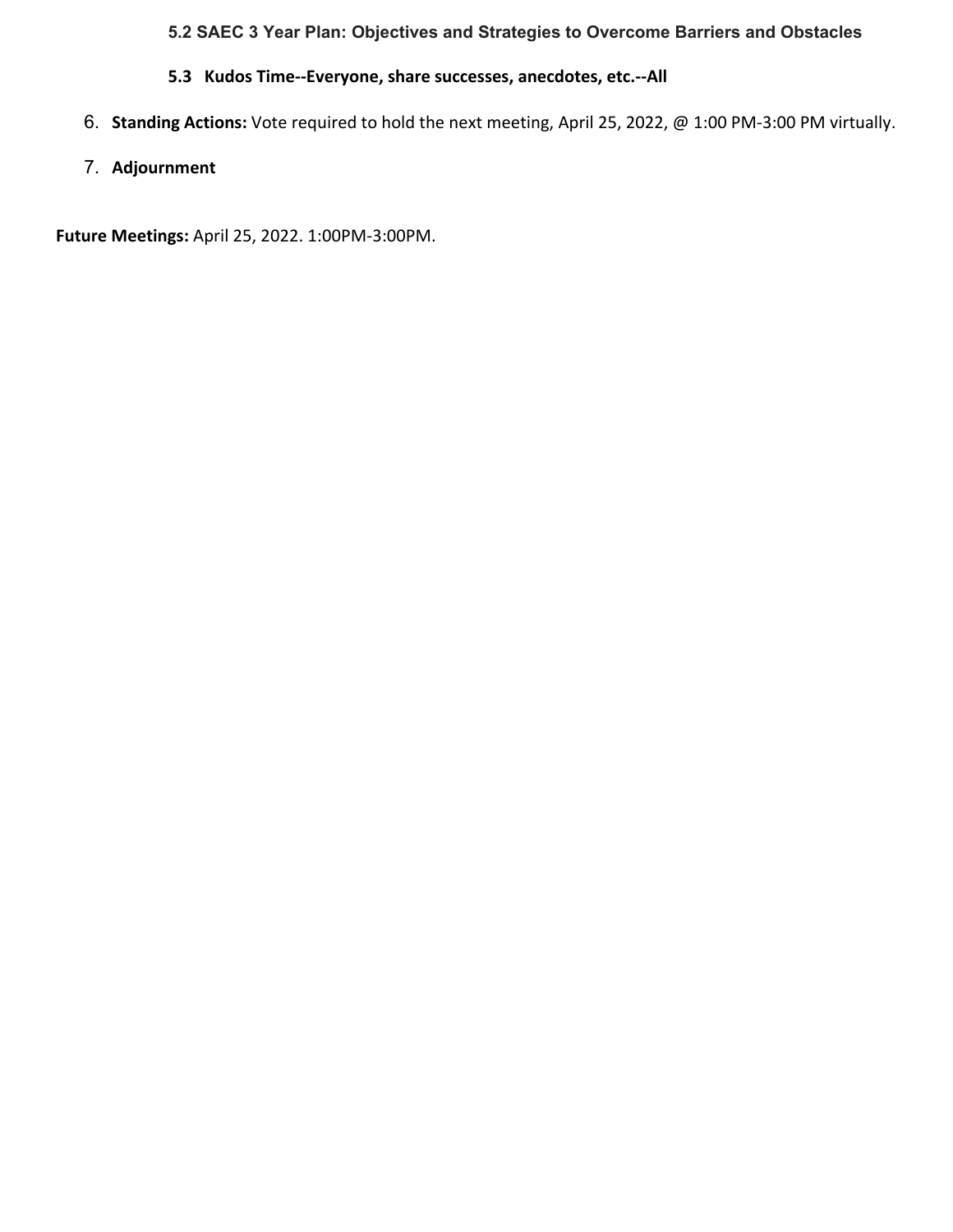**5.2 SAEC 3 Year Plan: Objectives and Strategies to Overcome Barriers and Obstacles**

**5.3 Kudos Time--Everyone, share successes, anecdotes, etc.--All**

6. **Standing Actions:** Vote required to hold the next meeting, April 25, 2022, @ 1:00 PM-3:00 PM virtually.

7. **Adjournment**

**Future Meetings:** April 25, 2022. 1:00PM-3:00PM.